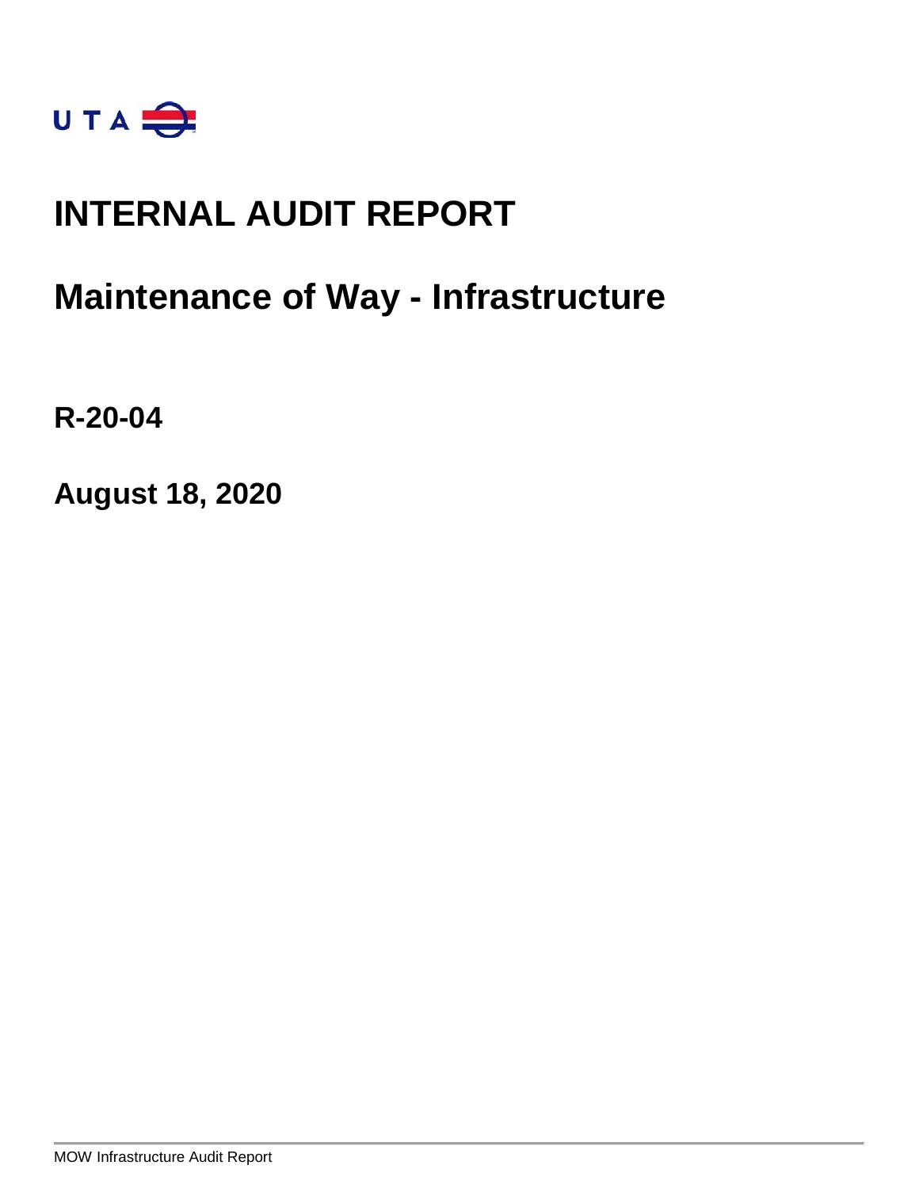UTA

# INTERNAL AUDIT REPORT

# Maintenance of Way - Infrastructure

**R-20-04**

**August 18, 2020**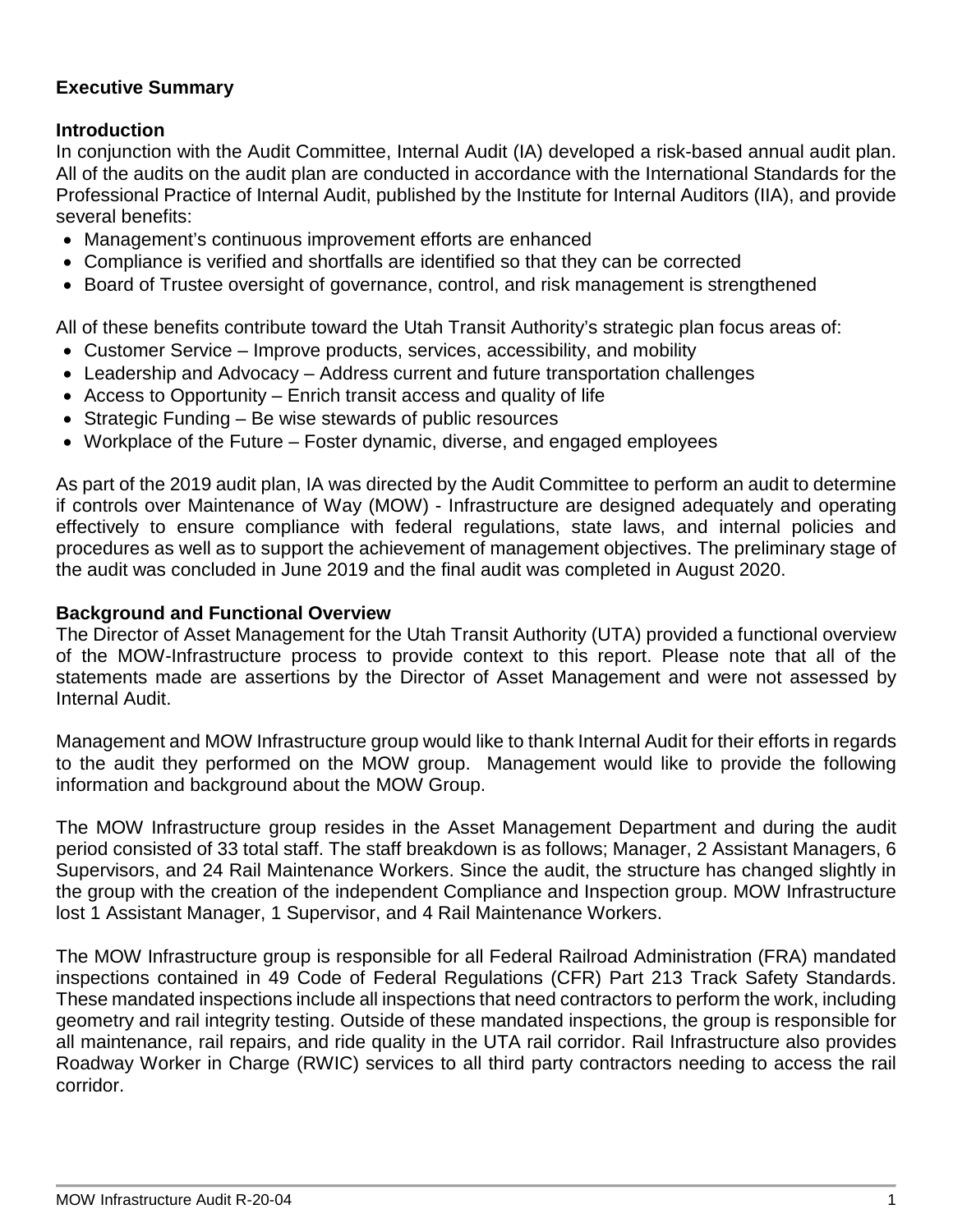## Executive Summary

### Introduction

In conjunction with the Audit Committee, Internal Audit (IA) developed a risk-based annual audit plan. All of the audits on the audit plan are conducted in accordance with the International Standards for the Professional Practice of Internal Audit, published by the Institute for Internal Auditors (IIA), and provide several benefits:

- Management's continuous improvement efforts are enhanced
- Compliance is verified and shortfalls are identified so that they can be corrected
- Board of Trustee oversight of governance, control, and risk management is strengthened

All of these benefits contribute toward the Utah Transit Authority's strategic plan focus areas of:

- Customer Service – Improve products, services, accessibility, and mobility
- Leadership and Advocacy – Address current and future transportation challenges
- Access to Opportunity – Enrich transit access and quality of life
- Strategic Funding – Be wise stewards of public resources
- Workplace of the Future – Foster dynamic, diverse, and engaged employees

As part of the 2019 audit plan, IA was directed by the Audit Committee to perform an audit to determine if controls over Maintenance of Way (MOW) - Infrastructure are designed adequately and operating effectively to ensure compliance with federal regulations, state laws, and internal policies and procedures as well as to support the achievement of management objectives. The preliminary stage of the audit was concluded in June 2019 and the final audit was completed in August 2020.

### Background and Functional Overview

The Director of Asset Management for the Utah Transit Authority (UTA) provided a functional overview of the MOW-Infrastructure process to provide context to this report. Please note that all of the statements made are assertions by the Director of Asset Management and were not assessed by Internal Audit.

Management and MOW Infrastructure group would like to thank Internal Audit for their efforts in regards to the audit they performed on the MOW group. Management would like to provide the following information and background about the MOW Group.

The MOW Infrastructure group resides in the Asset Management Department and during the audit period consisted of 33 total staff. The staff breakdown is as follows; Manager, 2 Assistant Managers, 6 Supervisors, and 24 Rail Maintenance Workers. Since the audit, the structure has changed slightly in the group with the creation of the independent Compliance and Inspection group. MOW Infrastructure lost 1 Assistant Manager, 1 Supervisor, and 4 Rail Maintenance Workers.

The MOW Infrastructure group is responsible for all Federal Railroad Administration (FRA) mandated inspections contained in 49 Code of Federal Regulations (CFR) Part 213 Track Safety Standards. These mandated inspections include all inspections that need contractors to perform the work, including geometry and rail integrity testing. Outside of these mandated inspections, the group is responsible for all maintenance, rail repairs, and ride quality in the UTA rail corridor. Rail Infrastructure also provides Roadway Worker in Charge (RWIC) services to all third party contractors needing to access the rail corridor.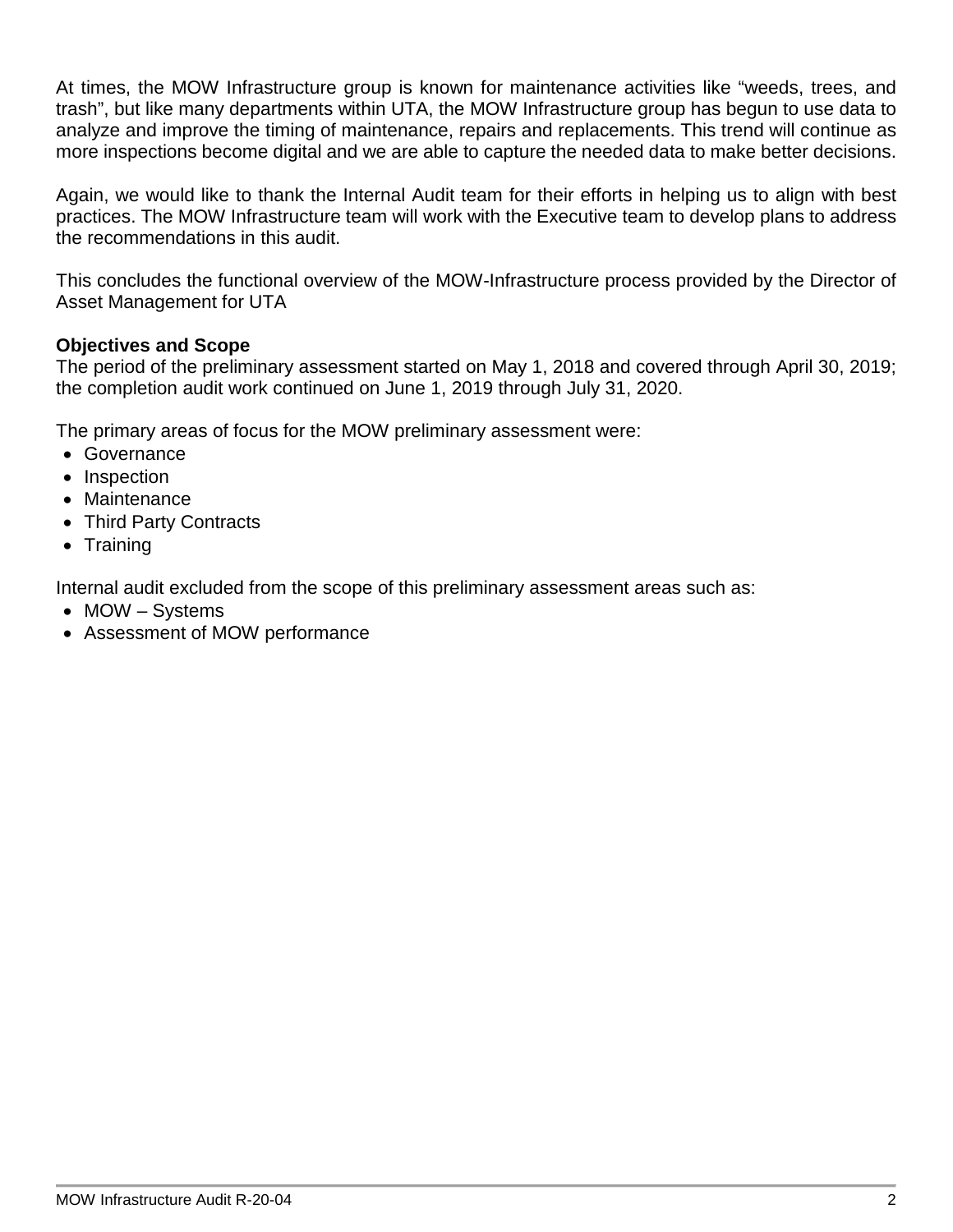At times, the MOW Infrastructure group is known for maintenance activities like “weeds, trees, and trash”, but like many departments within UTA, the MOW Infrastructure group has begun to use data to analyze and improve the timing of maintenance, repairs and replacements. This trend will continue as more inspections become digital and we are able to capture the needed data to make better decisions.

Again, we would like to thank the Internal Audit team for their efforts in helping us to align with best practices. The MOW Infrastructure team will work with the Executive team to develop plans to address the recommendations in this audit.

This concludes the functional overview of the MOW-Infrastructure process provided by the Director of Asset Management for UTA

**Objectives and Scope**

The period of the preliminary assessment started on May 1, 2018 and covered through April 30, 2019; the completion audit work continued on June 1, 2019 through July 31, 2020.

The primary areas of focus for the MOW preliminary assessment were:

- Governance
- Inspection
- Maintenance
- Third Party Contracts
- Training

Internal audit excluded from the scope of this preliminary assessment areas such as:

- MOW – Systems
- Assessment of MOW performance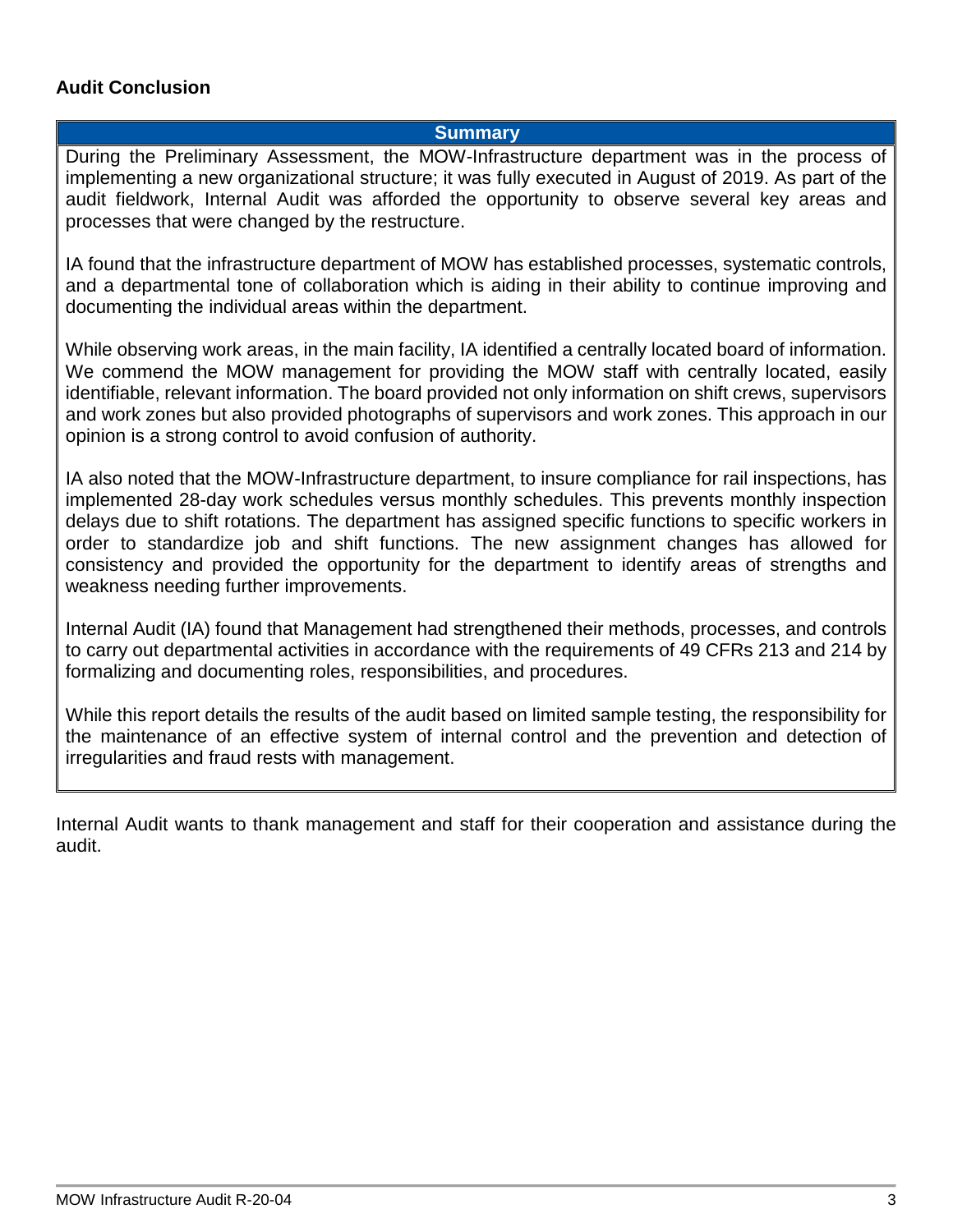## Audit Conclusion

| Summary |
| --- |
| During the Preliminary Assessment, the MOW-Infrastructure department was in the process of implementing a new organizational structure; it was fully executed in August of 2019. As part of the audit fieldwork, Internal Audit was afforded the opportunity to observe several key areas and processes that were changed by the restructure.<br><br>IA found that the infrastructure department of MOW has established processes, systematic controls, and a departmental tone of collaboration which is aiding in their ability to continue improving and documenting the individual areas within the department.<br><br>While observing work areas, in the main facility, IA identified a centrally located board of information. We commend the MOW management for providing the MOW staff with centrally located, easily identifiable, relevant information. The board provided not only information on shift crews, supervisors and work zones but also provided photographs of supervisors and work zones. This approach in our opinion is a strong control to avoid confusion of authority.<br><br>IA also noted that the MOW-Infrastructure department, to insure compliance for rail inspections, has implemented 28-day work schedules versus monthly schedules. This prevents monthly inspection delays due to shift rotations. The department has assigned specific functions to specific workers in order to standardize job and shift functions. The new assignment changes has allowed for consistency and provided the opportunity for the department to identify areas of strengths and weakness needing further improvements.<br><br>Internal Audit (IA) found that Management had strengthened their methods, processes, and controls to carry out departmental activities in accordance with the requirements of 49 CFRs 213 and 214 by formalizing and documenting roles, responsibilities, and procedures.<br><br>While this report details the results of the audit based on limited sample testing, the responsibility for the maintenance of an effective system of internal control and the prevention and detection of irregularities and fraud rests with management. |

Internal Audit wants to thank management and staff for their cooperation and assistance during the audit.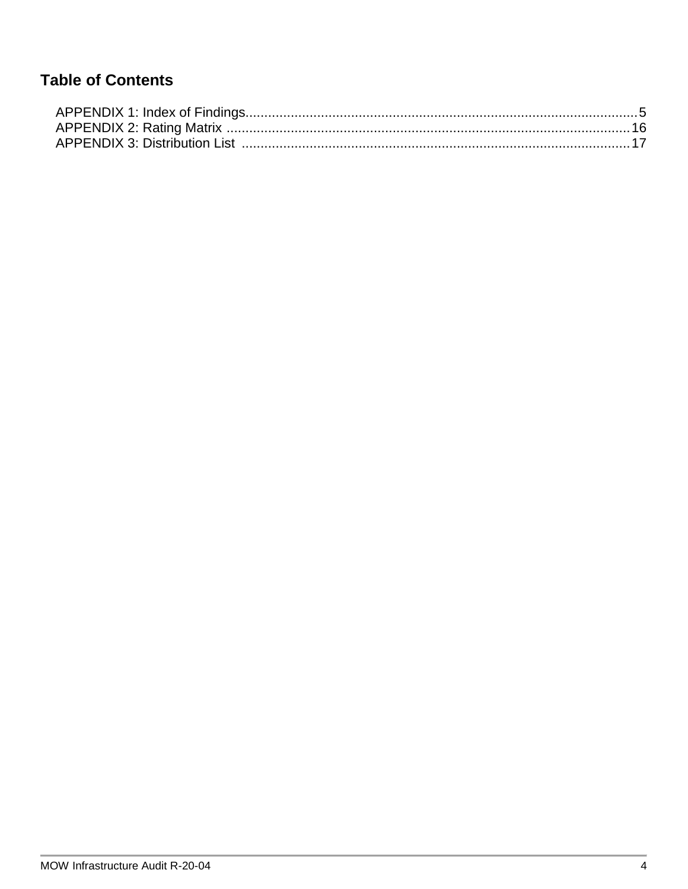## Table of Contents

APPENDIX 1: Index of Findings........................................................................................................5
APPENDIX 2: Rating Matrix ...........................................................................................................16
APPENDIX 3: Distribution List .......................................................................................................17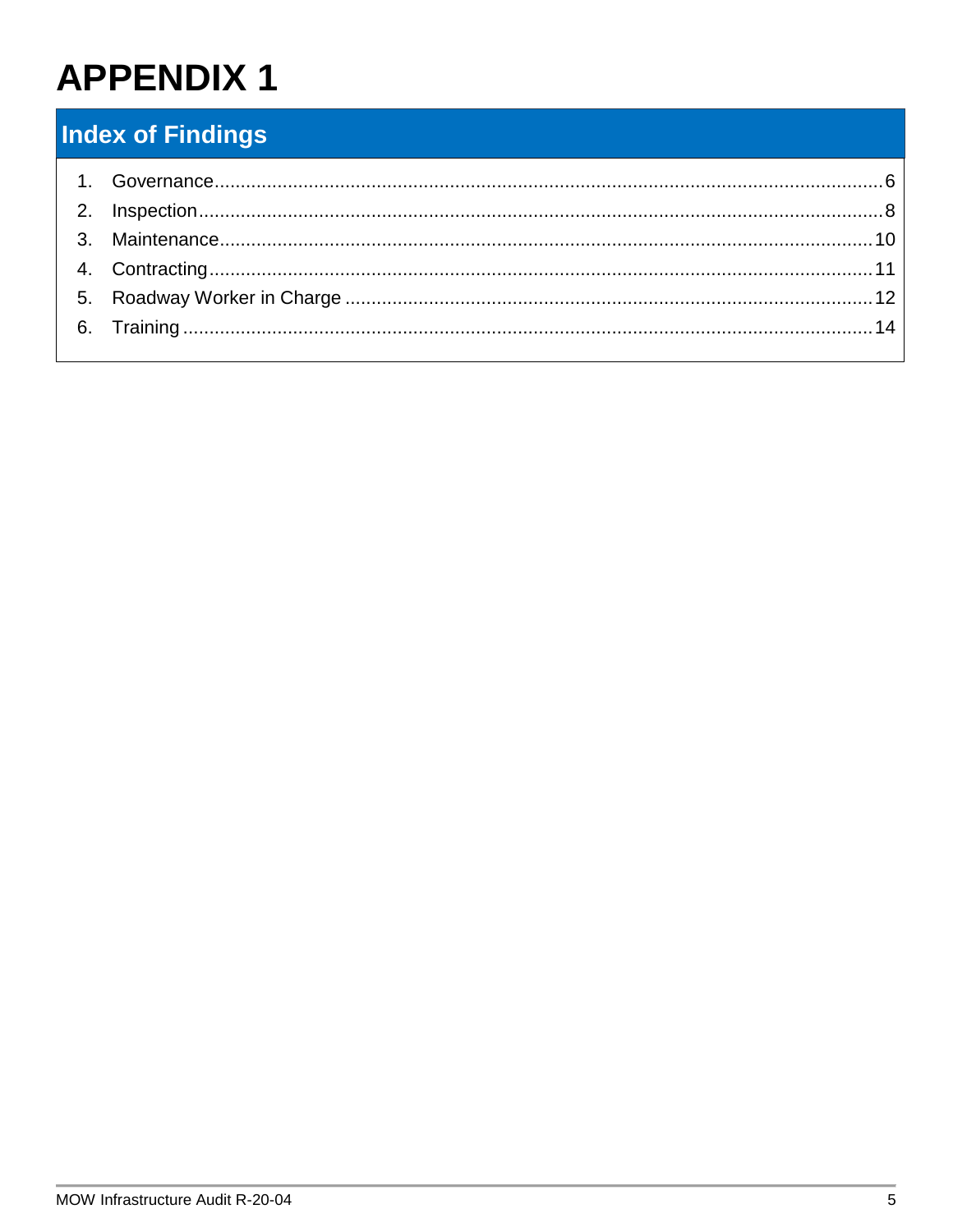# APPENDIX 1

## Index of Findings

1. Governance.......................................................6
2. Inspection.......................................................8
3. Maintenance.......................................................10
4. Contracting.......................................................11
5. Roadway Worker in Charge.......................................................12
6. Training.......................................................14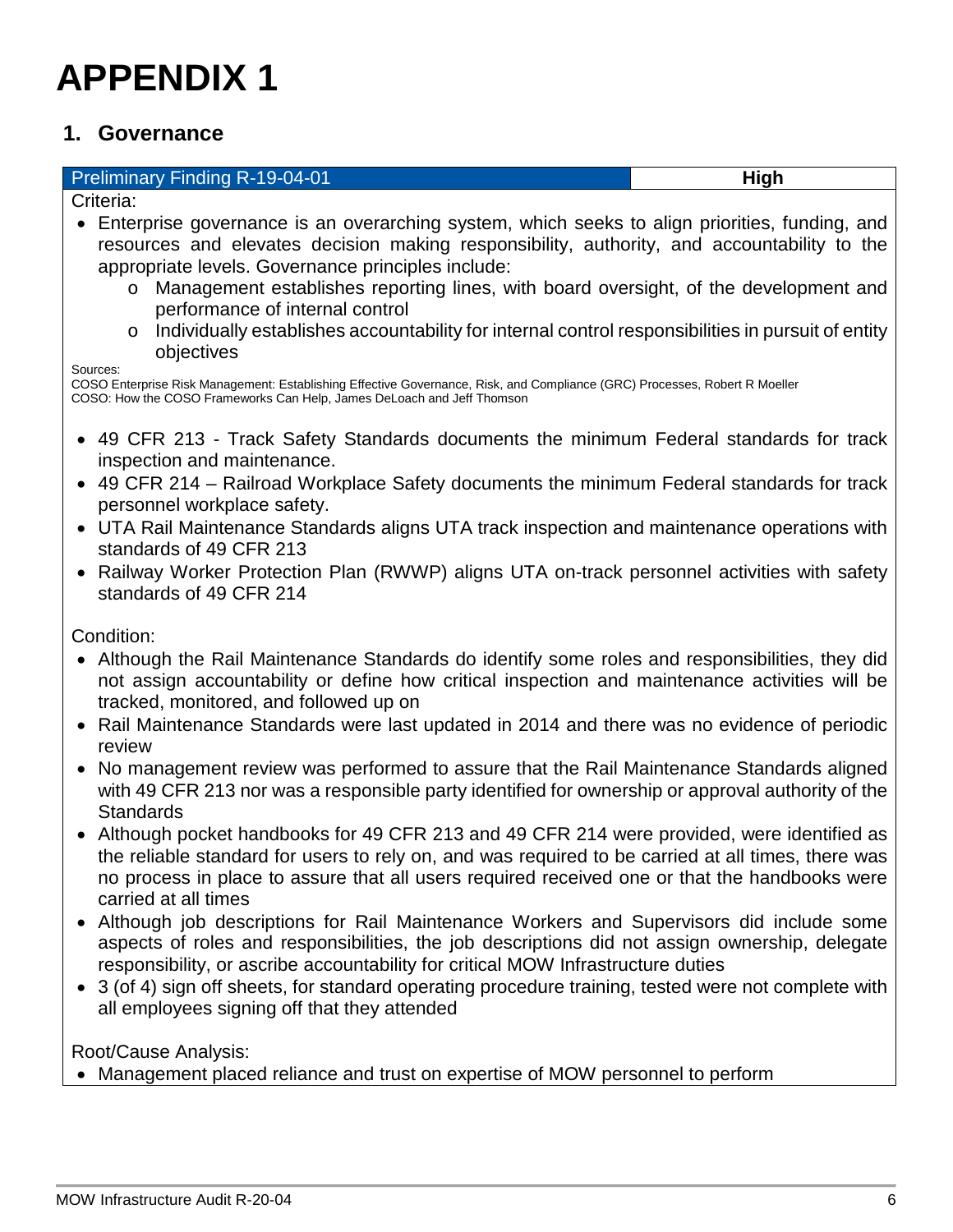# APPENDIX 1

## 1. Governance

| Preliminary Finding R-19-04-01 | High |
|---|---|

Criteria:

- Enterprise governance is an overarching system, which seeks to align priorities, funding, and resources and elevates decision making responsibility, authority, and accountability to the appropriate levels. Governance principles include:
  - Management establishes reporting lines, with board oversight, of the development and performance of internal control
  - Individually establishes accountability for internal control responsibilities in pursuit of entity objectives

Sources:
COSO Enterprise Risk Management: Establishing Effective Governance, Risk, and Compliance (GRC) Processes, Robert R Moeller
COSO: How the COSO Frameworks Can Help, James DeLoach and Jeff Thomson

- 49 CFR 213 - Track Safety Standards documents the minimum Federal standards for track inspection and maintenance.
- 49 CFR 214 – Railroad Workplace Safety documents the minimum Federal standards for track personnel workplace safety.
- UTA Rail Maintenance Standards aligns UTA track inspection and maintenance operations with standards of 49 CFR 213
- Railway Worker Protection Plan (RWWP) aligns UTA on-track personnel activities with safety standards of 49 CFR 214

Condition:

- Although the Rail Maintenance Standards do identify some roles and responsibilities, they did not assign accountability or define how critical inspection and maintenance activities will be tracked, monitored, and followed up on
- Rail Maintenance Standards were last updated in 2014 and there was no evidence of periodic review
- No management review was performed to assure that the Rail Maintenance Standards aligned with 49 CFR 213 nor was a responsible party identified for ownership or approval authority of the Standards
- Although pocket handbooks for 49 CFR 213 and 49 CFR 214 were provided, were identified as the reliable standard for users to rely on, and was required to be carried at all times, there was no process in place to assure that all users required received one or that the handbooks were carried at all times
- Although job descriptions for Rail Maintenance Workers and Supervisors did include some aspects of roles and responsibilities, the job descriptions did not assign ownership, delegate responsibility, or ascribe accountability for critical MOW Infrastructure duties
- 3 (of 4) sign off sheets, for standard operating procedure training, tested were not complete with all employees signing off that they attended

Root/Cause Analysis:

- Management placed reliance and trust on expertise of MOW personnel to perform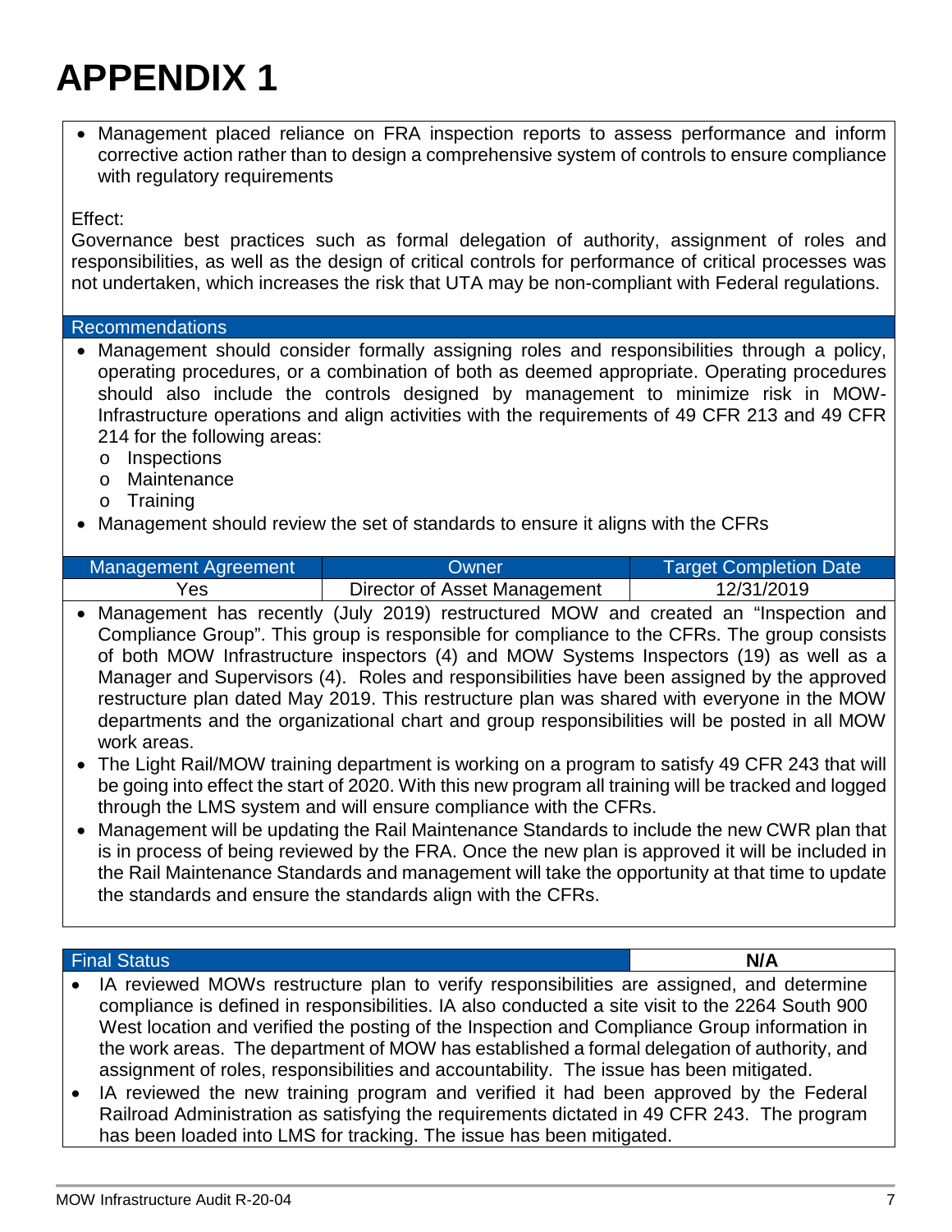# APPENDIX 1

- Management placed reliance on FRA inspection reports to assess performance and inform corrective action rather than to design a comprehensive system of controls to ensure compliance with regulatory requirements

Effect:
Governance best practices such as formal delegation of authority, assignment of roles and responsibilities, as well as the design of critical controls for performance of critical processes was not undertaken, which increases the risk that UTA may be non-compliant with Federal regulations.

**Recommendations**

- Management should consider formally assigning roles and responsibilities through a policy, operating procedures, or a combination of both as deemed appropriate. Operating procedures should also include the controls designed by management to minimize risk in MOW-Infrastructure operations and align activities with the requirements of 49 CFR 213 and 49 CFR 214 for the following areas:
  - Inspections
  - Maintenance
  - Training
- Management should review the set of standards to ensure it aligns with the CFRs

| Management Agreement | Owner | Target Completion Date |
| --- | --- | --- |
| Yes | Director of Asset Management | 12/31/2019 |

- Management has recently (July 2019) restructured MOW and created an "Inspection and Compliance Group". This group is responsible for compliance to the CFRs. The group consists of both MOW Infrastructure inspectors (4) and MOW Systems Inspectors (19) as well as a Manager and Supervisors (4). Roles and responsibilities have been assigned by the approved restructure plan dated May 2019. This restructure plan was shared with everyone in the MOW departments and the organizational chart and group responsibilities will be posted in all MOW work areas.
- The Light Rail/MOW training department is working on a program to satisfy 49 CFR 243 that will be going into effect the start of 2020. With this new program all training will be tracked and logged through the LMS system and will ensure compliance with the CFRs.
- Management will be updating the Rail Maintenance Standards to include the new CWR plan that is in process of being reviewed by the FRA. Once the new plan is approved it will be included in the Rail Maintenance Standards and management will take the opportunity at that time to update the standards and ensure the standards align with the CFRs.

| Final Status | **N/A** |
| --- | --- |

- IA reviewed MOWs restructure plan to verify responsibilities are assigned, and determine compliance is defined in responsibilities. IA also conducted a site visit to the 2264 South 900 West location and verified the posting of the Inspection and Compliance Group information in the work areas. The department of MOW has established a formal delegation of authority, and assignment of roles, responsibilities and accountability. The issue has been mitigated.
- IA reviewed the new training program and verified it had been approved by the Federal Railroad Administration as satisfying the requirements dictated in 49 CFR 243. The program has been loaded into LMS for tracking. The issue has been mitigated.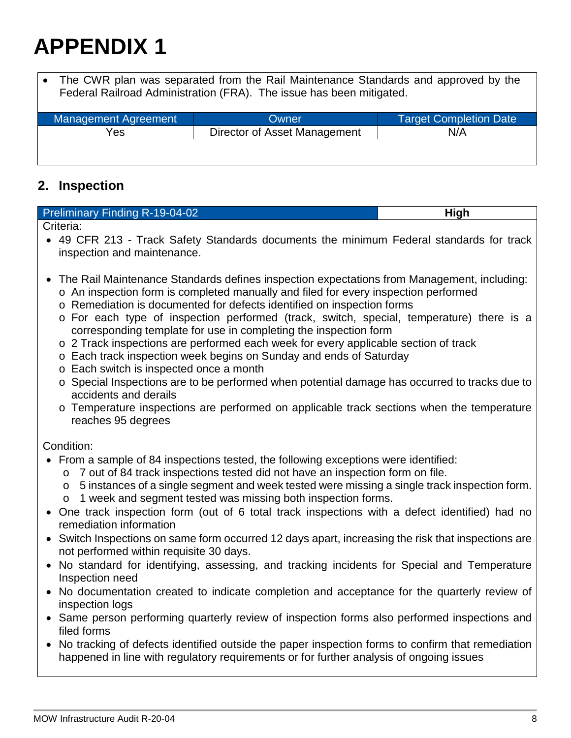# APPENDIX 1

- The CWR plan was separated from the Rail Maintenance Standards and approved by the Federal Railroad Administration (FRA). The issue has been mitigated.

| Management Agreement | Owner | Target Completion Date |
| --- | --- | --- |
| Yes | Director of Asset Management | N/A |

## 2. Inspection

| Preliminary Finding R-19-04-02 | High |
| --- | --- |

Criteria:

- 49 CFR 213 - Track Safety Standards documents the minimum Federal standards for track inspection and maintenance.
- The Rail Maintenance Standards defines inspection expectations from Management, including:
  - An inspection form is completed manually and filed for every inspection performed
  - Remediation is documented for defects identified on inspection forms
  - For each type of inspection performed (track, switch, special, temperature) there is a corresponding template for use in completing the inspection form
  - 2 Track inspections are performed each week for every applicable section of track
  - Each track inspection week begins on Sunday and ends of Saturday
  - Each switch is inspected once a month
  - Special Inspections are to be performed when potential damage has occurred to tracks due to accidents and derails
  - Temperature inspections are performed on applicable track sections when the temperature reaches 95 degrees

Condition:

- From a sample of 84 inspections tested, the following exceptions were identified:
  - 7 out of 84 track inspections tested did not have an inspection form on file.
  - 5 instances of a single segment and week tested were missing a single track inspection form.
  - 1 week and segment tested was missing both inspection forms.
- One track inspection form (out of 6 total track inspections with a defect identified) had no remediation information
- Switch Inspections on same form occurred 12 days apart, increasing the risk that inspections are not performed within requisite 30 days.
- No standard for identifying, assessing, and tracking incidents for Special and Temperature Inspection need
- No documentation created to indicate completion and acceptance for the quarterly review of inspection logs
- Same person performing quarterly review of inspection forms also performed inspections and filed forms
- No tracking of defects identified outside the paper inspection forms to confirm that remediation happened in line with regulatory requirements or for further analysis of ongoing issues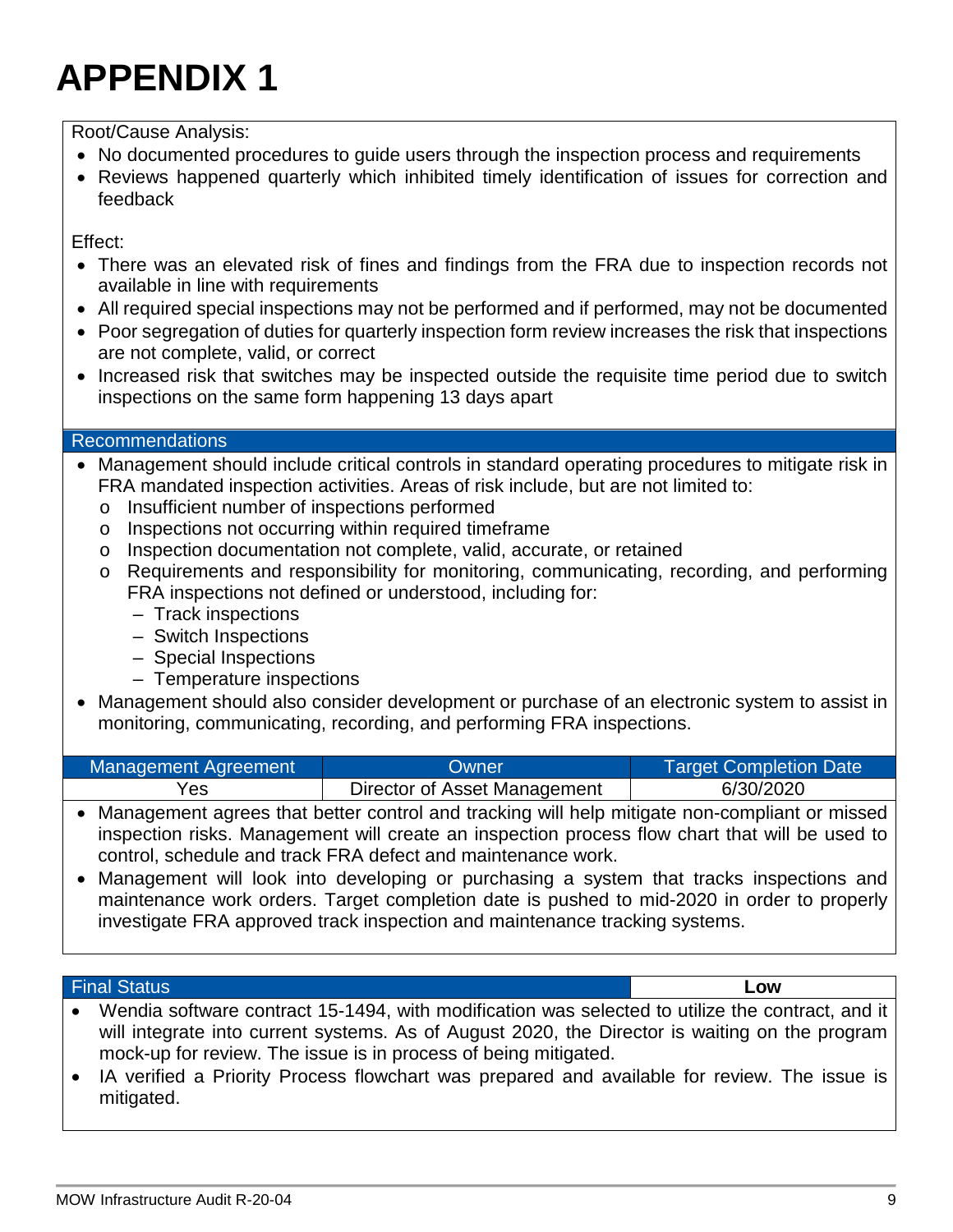# APPENDIX 1

Root/Cause Analysis:

- No documented procedures to guide users through the inspection process and requirements
- Reviews happened quarterly which inhibited timely identification of issues for correction and feedback

Effect:

- There was an elevated risk of fines and findings from the FRA due to inspection records not available in line with requirements
- All required special inspections may not be performed and if performed, may not be documented
- Poor segregation of duties for quarterly inspection form review increases the risk that inspections are not complete, valid, or correct
- Increased risk that switches may be inspected outside the requisite time period due to switch inspections on the same form happening 13 days apart

**Recommendations**

- Management should include critical controls in standard operating procedures to mitigate risk in FRA mandated inspection activities. Areas of risk include, but are not limited to:
  - Insufficient number of inspections performed
  - Inspections not occurring within required timeframe
  - Inspection documentation not complete, valid, accurate, or retained
  - Requirements and responsibility for monitoring, communicating, recording, and performing FRA inspections not defined or understood, including for:
    - Track inspections
    - Switch Inspections
    - Special Inspections
    - Temperature inspections
- Management should also consider development or purchase of an electronic system to assist in monitoring, communicating, recording, and performing FRA inspections.

| Management Agreement | Owner | Target Completion Date |
| --- | --- | --- |
| Yes | Director of Asset Management | 6/30/2020 |

- Management agrees that better control and tracking will help mitigate non-compliant or missed inspection risks. Management will create an inspection process flow chart that will be used to control, schedule and track FRA defect and maintenance work.
- Management will look into developing or purchasing a system that tracks inspections and maintenance work orders. Target completion date is pushed to mid-2020 in order to properly investigate FRA approved track inspection and maintenance tracking systems.

| Final Status | Low |
| --- | --- |

- Wendia software contract 15-1494, with modification was selected to utilize the contract, and it will integrate into current systems. As of August 2020, the Director is waiting on the program mock-up for review. The issue is in process of being mitigated.
- IA verified a Priority Process flowchart was prepared and available for review. The issue is mitigated.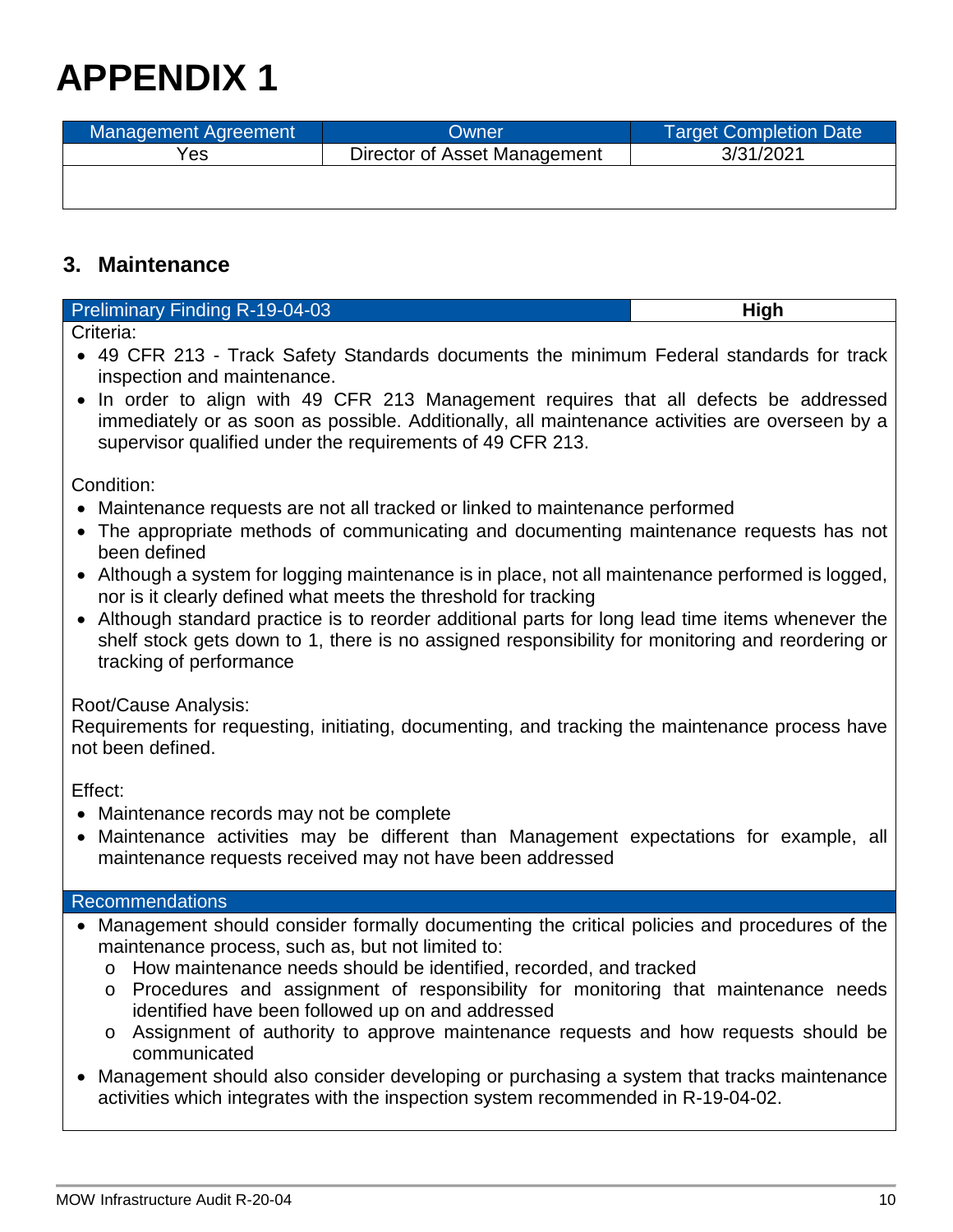# APPENDIX 1

| Management Agreement | Owner | Target Completion Date |
| --- | --- | --- |
| Yes | Director of Asset Management | 3/31/2021 |
| | | |

## 3. Maintenance

| Preliminary Finding R-19-04-03 | High |
| --- | --- |

Criteria:

- 49 CFR 213 - Track Safety Standards documents the minimum Federal standards for track inspection and maintenance.
- In order to align with 49 CFR 213 Management requires that all defects be addressed immediately or as soon as possible. Additionally, all maintenance activities are overseen by a supervisor qualified under the requirements of 49 CFR 213.

Condition:

- Maintenance requests are not all tracked or linked to maintenance performed
- The appropriate methods of communicating and documenting maintenance requests has not been defined
- Although a system for logging maintenance is in place, not all maintenance performed is logged, nor is it clearly defined what meets the threshold for tracking
- Although standard practice is to reorder additional parts for long lead time items whenever the shelf stock gets down to 1, there is no assigned responsibility for monitoring and reordering or tracking of performance

Root/Cause Analysis:

Requirements for requesting, initiating, documenting, and tracking the maintenance process have not been defined.

Effect:

- Maintenance records may not be complete
- Maintenance activities may be different than Management expectations for example, all maintenance requests received may not have been addressed

**Recommendations**

- Management should consider formally documenting the critical policies and procedures of the maintenance process, such as, but not limited to:
  - How maintenance needs should be identified, recorded, and tracked
  - Procedures and assignment of responsibility for monitoring that maintenance needs identified have been followed up on and addressed
  - Assignment of authority to approve maintenance requests and how requests should be communicated
- Management should also consider developing or purchasing a system that tracks maintenance activities which integrates with the inspection system recommended in R-19-04-02.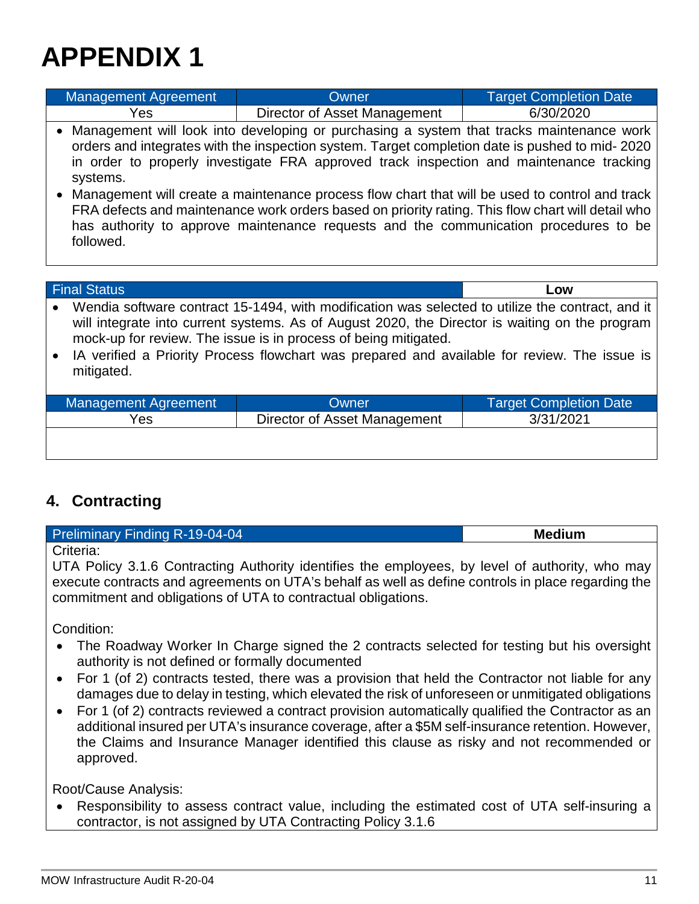# APPENDIX 1

| Management Agreement | Owner | Target Completion Date |
| --- | --- | --- |
| Yes | Director of Asset Management | 6/30/2020 |

- Management will look into developing or purchasing a system that tracks maintenance work orders and integrates with the inspection system. Target completion date is pushed to mid- 2020 in order to properly investigate FRA approved track inspection and maintenance tracking systems.
- Management will create a maintenance process flow chart that will be used to control and track FRA defects and maintenance work orders based on priority rating. This flow chart will detail who has authority to approve maintenance requests and the communication procedures to be followed.

| Final Status | Low |
| --- | --- |

- Wendia software contract 15-1494, with modification was selected to utilize the contract, and it will integrate into current systems. As of August 2020, the Director is waiting on the program mock-up for review. The issue is in process of being mitigated.
- IA verified a Priority Process flowchart was prepared and available for review. The issue is mitigated.

| Management Agreement | Owner | Target Completion Date |
| --- | --- | --- |
| Yes | Director of Asset Management | 3/31/2021 |

## 4. Contracting

| Preliminary Finding R-19-04-04 | Medium |
| --- | --- |

Criteria:

UTA Policy 3.1.6 Contracting Authority identifies the employees, by level of authority, who may execute contracts and agreements on UTA's behalf as well as define controls in place regarding the commitment and obligations of UTA to contractual obligations.

Condition:

- The Roadway Worker In Charge signed the 2 contracts selected for testing but his oversight authority is not defined or formally documented
- For 1 (of 2) contracts tested, there was a provision that held the Contractor not liable for any damages due to delay in testing, which elevated the risk of unforeseen or unmitigated obligations
- For 1 (of 2) contracts reviewed a contract provision automatically qualified the Contractor as an additional insured per UTA's insurance coverage, after a $5M self-insurance retention. However, the Claims and Insurance Manager identified this clause as risky and not recommended or approved.

Root/Cause Analysis:

- Responsibility to assess contract value, including the estimated cost of UTA self-insuring a contractor, is not assigned by UTA Contracting Policy 3.1.6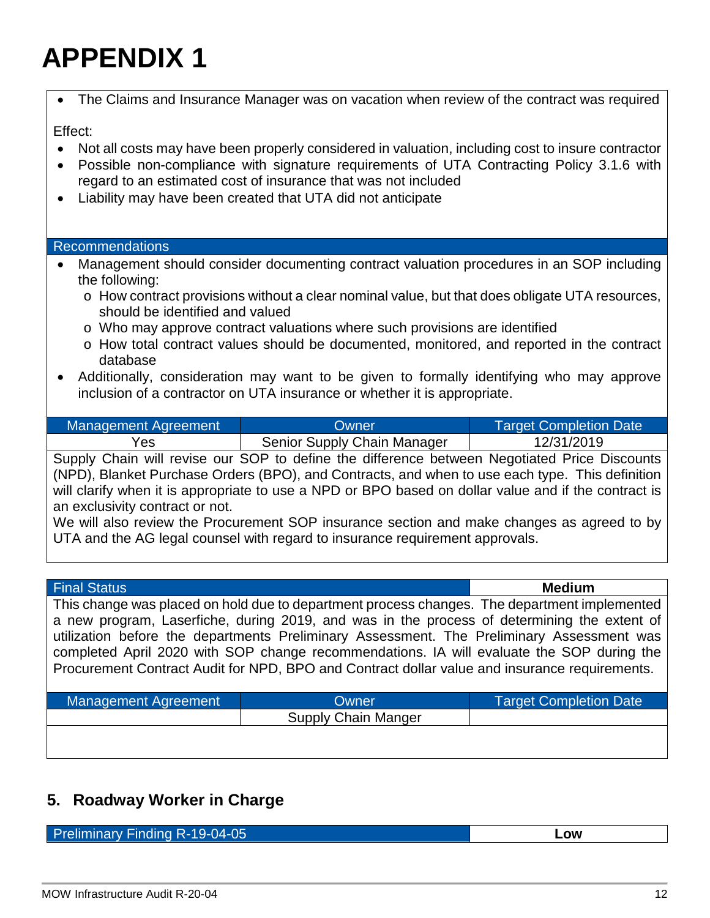# APPENDIX 1

- The Claims and Insurance Manager was on vacation when review of the contract was required

Effect:

- Not all costs may have been properly considered in valuation, including cost to insure contractor
- Possible non-compliance with signature requirements of UTA Contracting Policy 3.1.6 with regard to an estimated cost of insurance that was not included
- Liability may have been created that UTA did not anticipate

**Recommendations**

- Management should consider documenting contract valuation procedures in an SOP including the following:
  - How contract provisions without a clear nominal value, but that does obligate UTA resources, should be identified and valued
  - Who may approve contract valuations where such provisions are identified
  - How total contract values should be documented, monitored, and reported in the contract database
- Additionally, consideration may want to be given to formally identifying who may approve inclusion of a contractor on UTA insurance or whether it is appropriate.

| Management Agreement | Owner | Target Completion Date |
|---|---|---|
| Yes | Senior Supply Chain Manager | 12/31/2019 |

Supply Chain will revise our SOP to define the difference between Negotiated Price Discounts (NPD), Blanket Purchase Orders (BPO), and Contracts, and when to use each type. This definition will clarify when it is appropriate to use a NPD or BPO based on dollar value and if the contract is an exclusivity contract or not.
We will also review the Procurement SOP insurance section and make changes as agreed to by UTA and the AG legal counsel with regard to insurance requirement approvals.

| Final Status | Medium |
|---|---|

This change was placed on hold due to department process changes. The department implemented a new program, Laserfiche, during 2019, and was in the process of determining the extent of utilization before the departments Preliminary Assessment. The Preliminary Assessment was completed April 2020 with SOP change recommendations. IA will evaluate the SOP during the Procurement Contract Audit for NPD, BPO and Contract dollar value and insurance requirements.

| Management Agreement | Owner | Target Completion Date |
|---|---|---|
| | Supply Chain Manger | |

## 5. Roadway Worker in Charge

| Preliminary Finding R-19-04-05 | Low |
|---|---|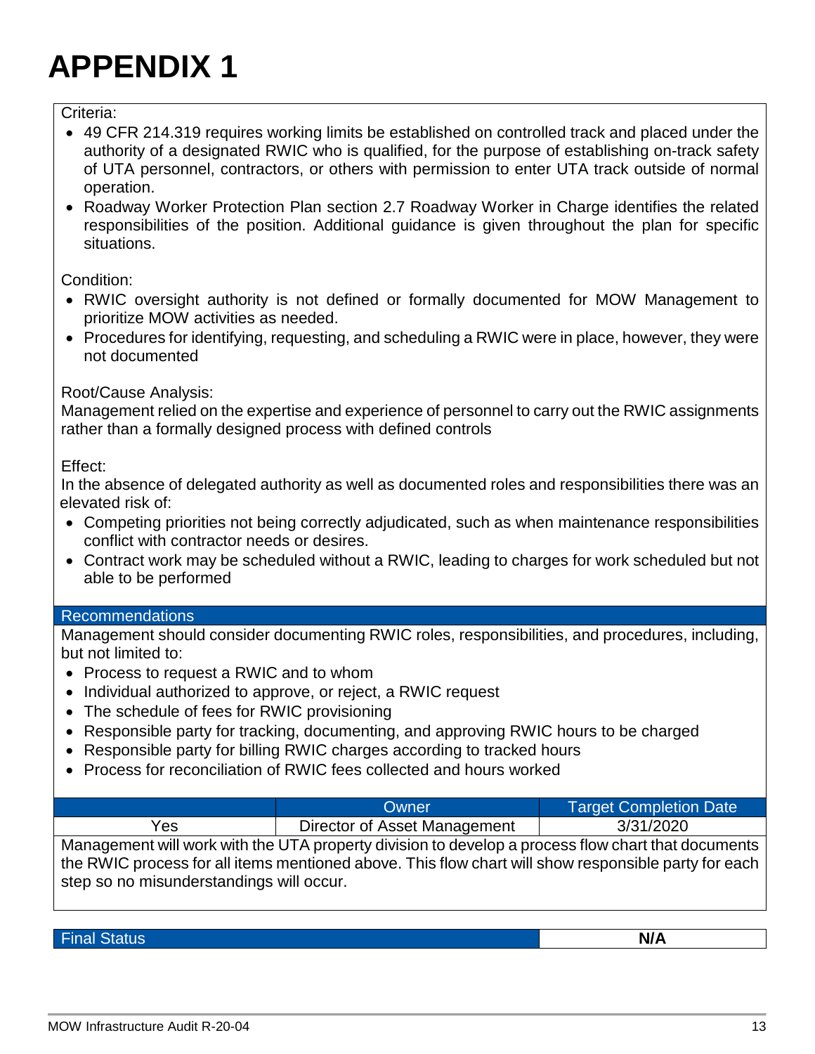# APPENDIX 1

Criteria:

- 49 CFR 214.319 requires working limits be established on controlled track and placed under the authority of a designated RWIC who is qualified, for the purpose of establishing on-track safety of UTA personnel, contractors, or others with permission to enter UTA track outside of normal operation.
- Roadway Worker Protection Plan section 2.7 Roadway Worker in Charge identifies the related responsibilities of the position. Additional guidance is given throughout the plan for specific situations.

Condition:

- RWIC oversight authority is not defined or formally documented for MOW Management to prioritize MOW activities as needed.
- Procedures for identifying, requesting, and scheduling a RWIC were in place, however, they were not documented

Root/Cause Analysis:

Management relied on the expertise and experience of personnel to carry out the RWIC assignments rather than a formally designed process with defined controls

Effect:

In the absence of delegated authority as well as documented roles and responsibilities there was an elevated risk of:

- Competing priorities not being correctly adjudicated, such as when maintenance responsibilities conflict with contractor needs or desires.
- Contract work may be scheduled without a RWIC, leading to charges for work scheduled but not able to be performed

**Recommendations**

Management should consider documenting RWIC roles, responsibilities, and procedures, including, but not limited to:

- Process to request a RWIC and to whom
- Individual authorized to approve, or reject, a RWIC request
- The schedule of fees for RWIC provisioning
- Responsible party for tracking, documenting, and approving RWIC hours to be charged
- Responsible party for billing RWIC charges according to tracked hours
- Process for reconciliation of RWIC fees collected and hours worked

| | Owner | Target Completion Date |
|---|---|---|
| Yes | Director of Asset Management | 3/31/2020 |

Management will work with the UTA property division to develop a process flow chart that documents the RWIC process for all items mentioned above. This flow chart will show responsible party for each step so no misunderstandings will occur.

| Final Status | N/A |
|---|---|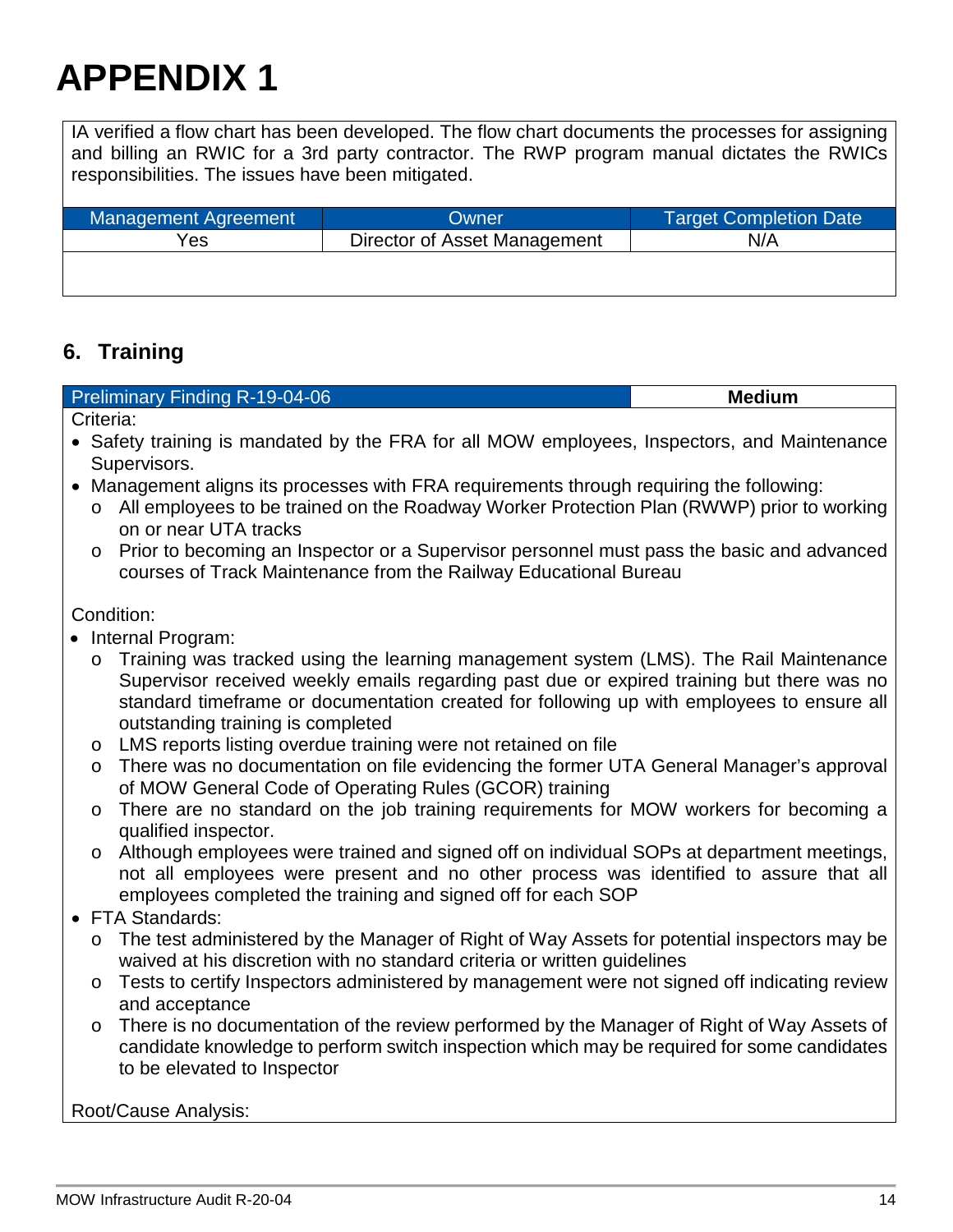# APPENDIX 1

IA verified a flow chart has been developed. The flow chart documents the processes for assigning and billing an RWIC for a 3rd party contractor. The RWP program manual dictates the RWICs responsibilities. The issues have been mitigated.

| Management Agreement | Owner | Target Completion Date |
| --- | --- | --- |
| Yes | Director of Asset Management | N/A |

## 6. Training

| Preliminary Finding R-19-04-06 | Medium |
| --- | --- |

Criteria:

- Safety training is mandated by the FRA for all MOW employees, Inspectors, and Maintenance Supervisors.
- Management aligns its processes with FRA requirements through requiring the following:
    - All employees to be trained on the Roadway Worker Protection Plan (RWWP) prior to working on or near UTA tracks
    - Prior to becoming an Inspector or a Supervisor personnel must pass the basic and advanced courses of Track Maintenance from the Railway Educational Bureau

Condition:

- Internal Program:
    - Training was tracked using the learning management system (LMS). The Rail Maintenance Supervisor received weekly emails regarding past due or expired training but there was no standard timeframe or documentation created for following up with employees to ensure all outstanding training is completed
    - LMS reports listing overdue training were not retained on file
    - There was no documentation on file evidencing the former UTA General Manager's approval of MOW General Code of Operating Rules (GCOR) training
    - There are no standard on the job training requirements for MOW workers for becoming a qualified inspector.
    - Although employees were trained and signed off on individual SOPs at department meetings, not all employees were present and no other process was identified to assure that all employees completed the training and signed off for each SOP
- FTA Standards:
    - The test administered by the Manager of Right of Way Assets for potential inspectors may be waived at his discretion with no standard criteria or written guidelines
    - Tests to certify Inspectors administered by management were not signed off indicating review and acceptance
    - There is no documentation of the review performed by the Manager of Right of Way Assets of candidate knowledge to perform switch inspection which may be required for some candidates to be elevated to Inspector

Root/Cause Analysis: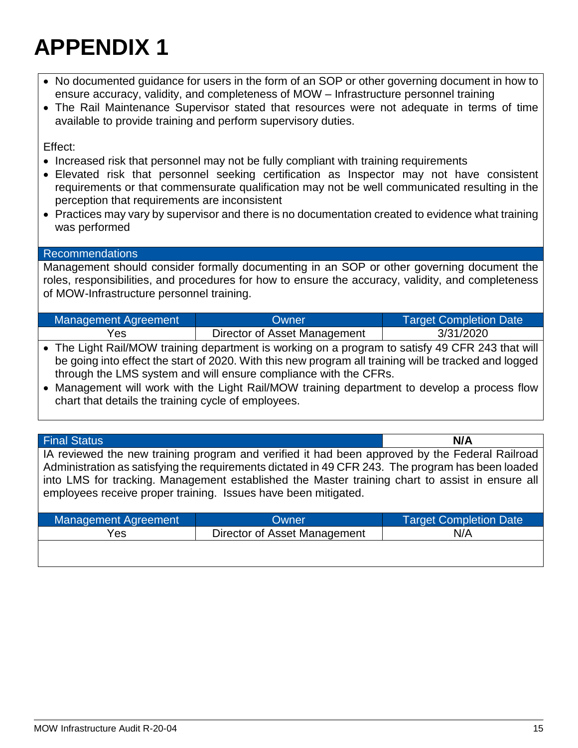# APPENDIX 1

- No documented guidance for users in the form of an SOP or other governing document in how to ensure accuracy, validity, and completeness of MOW – Infrastructure personnel training
- The Rail Maintenance Supervisor stated that resources were not adequate in terms of time available to provide training and perform supervisory duties.

Effect:

- Increased risk that personnel may not be fully compliant with training requirements
- Elevated risk that personnel seeking certification as Inspector may not have consistent requirements or that commensurate qualification may not be well communicated resulting in the perception that requirements are inconsistent
- Practices may vary by supervisor and there is no documentation created to evidence what training was performed

**Recommendations**

Management should consider formally documenting in an SOP or other governing document the roles, responsibilities, and procedures for how to ensure the accuracy, validity, and completeness of MOW-Infrastructure personnel training.

| Management Agreement | Owner | Target Completion Date |
|---|---|---|
| Yes | Director of Asset Management | 3/31/2020 |

- The Light Rail/MOW training department is working on a program to satisfy 49 CFR 243 that will be going into effect the start of 2020. With this new program all training will be tracked and logged through the LMS system and will ensure compliance with the CFRs.
- Management will work with the Light Rail/MOW training department to develop a process flow chart that details the training cycle of employees.

| Final Status | **N/A** |
|---|---|

IA reviewed the new training program and verified it had been approved by the Federal Railroad Administration as satisfying the requirements dictated in 49 CFR 243. The program has been loaded into LMS for tracking. Management established the Master training chart to assist in ensure all employees receive proper training. Issues have been mitigated.

| Management Agreement | Owner | Target Completion Date |
|---|---|---|
| Yes | Director of Asset Management | N/A |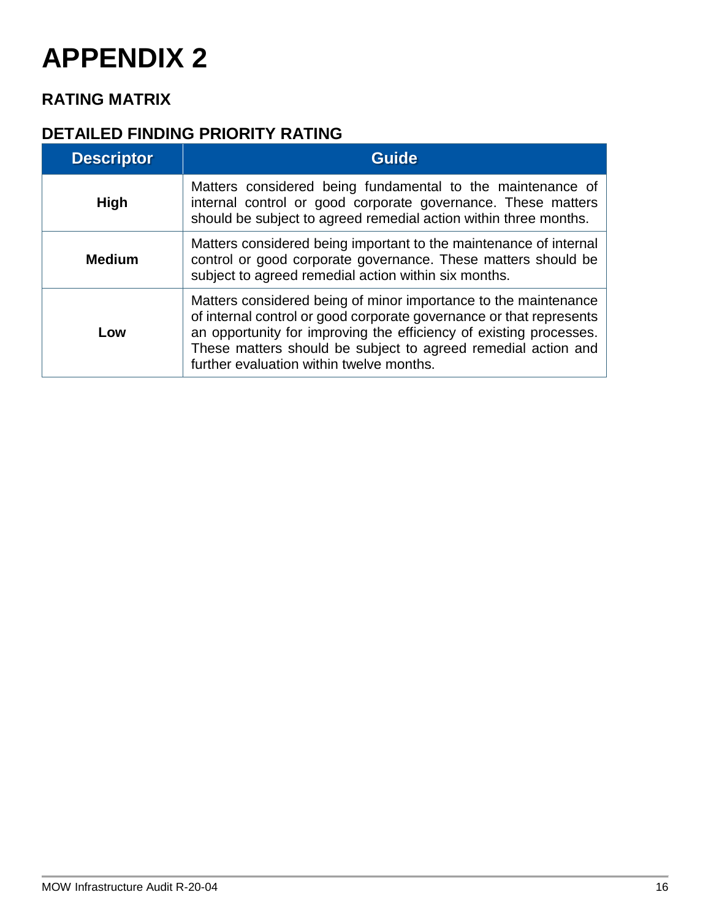# APPENDIX 2

## RATING MATRIX

### DETAILED FINDING PRIORITY RATING

| Descriptor | Guide |
|---|---|
| **High** | Matters considered being fundamental to the maintenance of internal control or good corporate governance. These matters should be subject to agreed remedial action within three months. |
| **Medium** | Matters considered being important to the maintenance of internal control or good corporate governance. These matters should be subject to agreed remedial action within six months. |
| **Low** | Matters considered being of minor importance to the maintenance of internal control or good corporate governance or that represents an opportunity for improving the efficiency of existing processes. These matters should be subject to agreed remedial action and further evaluation within twelve months. |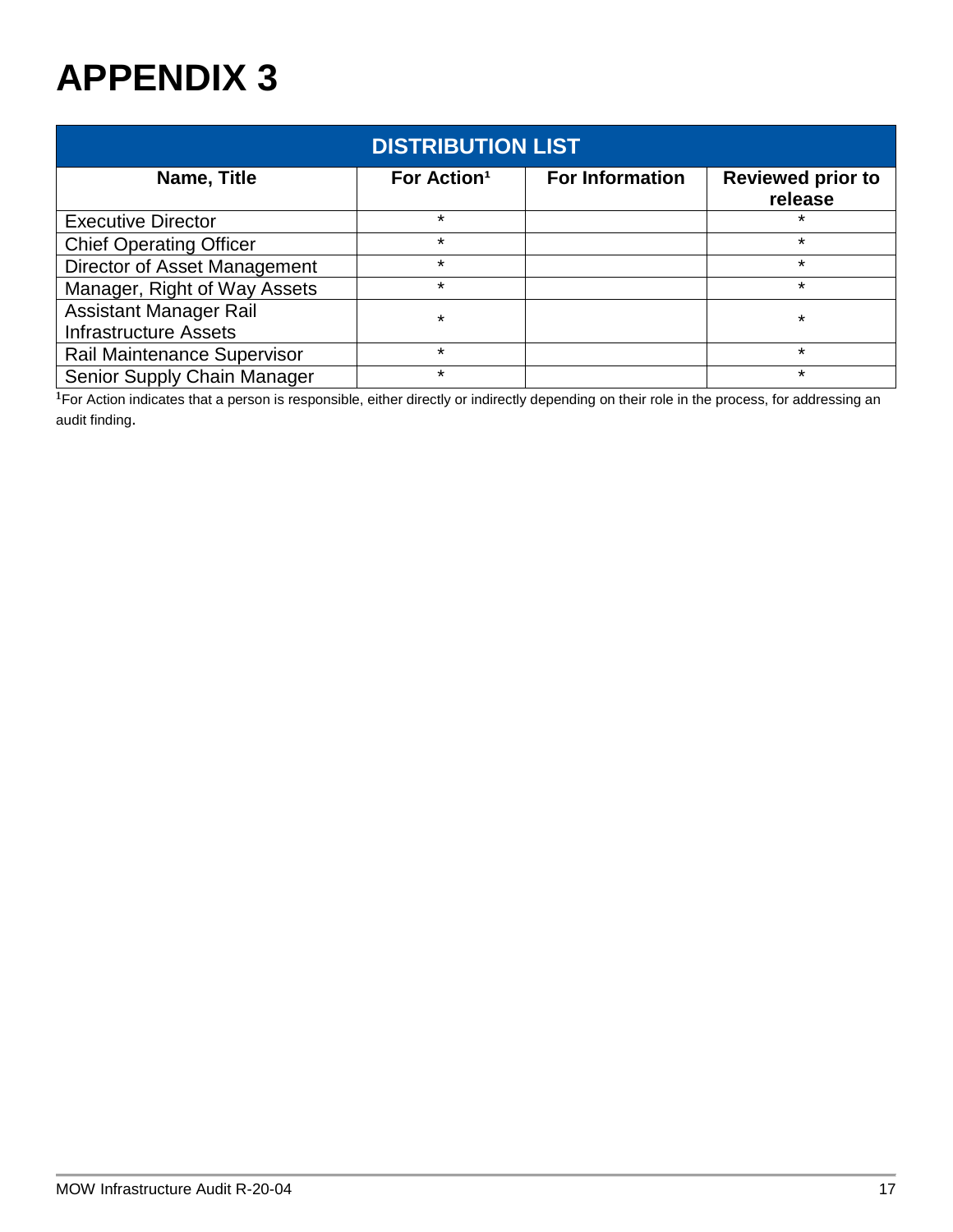# APPENDIX 3

| DISTRIBUTION LIST | | | |
|---|---|---|---|
| **Name, Title** | **For Action[1]** | **For Information** | **Reviewed prior to release** |
| Executive Director | * | | * |
| Chief Operating Officer | * | | * |
| Director of Asset Management | * | | * |
| Manager, Right of Way Assets | * | | * |
| Assistant Manager Rail Infrastructure Assets | * | | * |
| Rail Maintenance Supervisor | * | | * |
| Senior Supply Chain Manager | * | | * |

[1]For Action indicates that a person is responsible, either directly or indirectly depending on their role in the process, for addressing an audit finding.